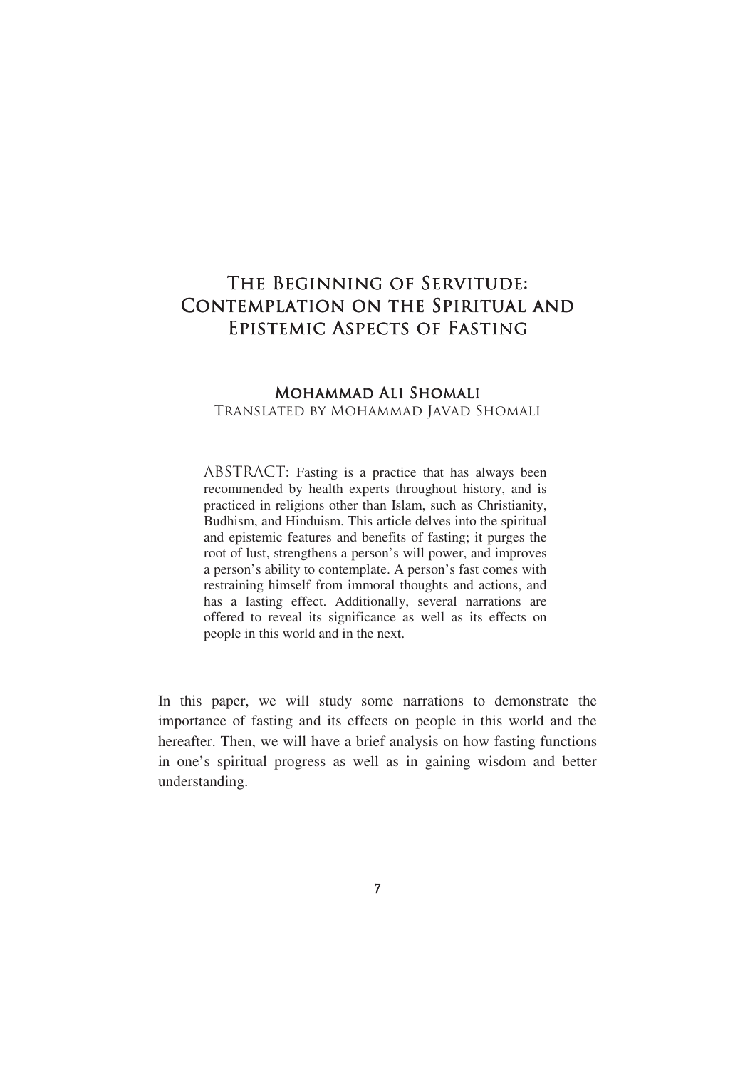# The Beginning of Servitude: Contemplation on the Spiritual and Epistemic Aspects of Fasting

**Mohammad Ali Shomali**

Translated by Mohammad Javad Shomali

ABSTRACT: Fasting is a practice that has always been recommended by health experts throughout history, and is practiced in religions other than Islam, such as Christianity, Budhism, and Hinduism. This article delves into the spiritual and epistemic features and benefits of fasting; it purges the root of lust, strengthens a person's will power, and improves a person's ability to contemplate. A person's fast comes with restraining himself from immoral thoughts and actions, and has a lasting effect. Additionally, several narrations are offered to reveal its significance as well as its effects on people in this world and in the next.

In this paper, we will study some narrations to demonstrate the importance of fasting and its effects on people in this world and the hereafter. Then, we will have a brief analysis on how fasting functions in one's spiritual progress as well as in gaining wisdom and better understanding.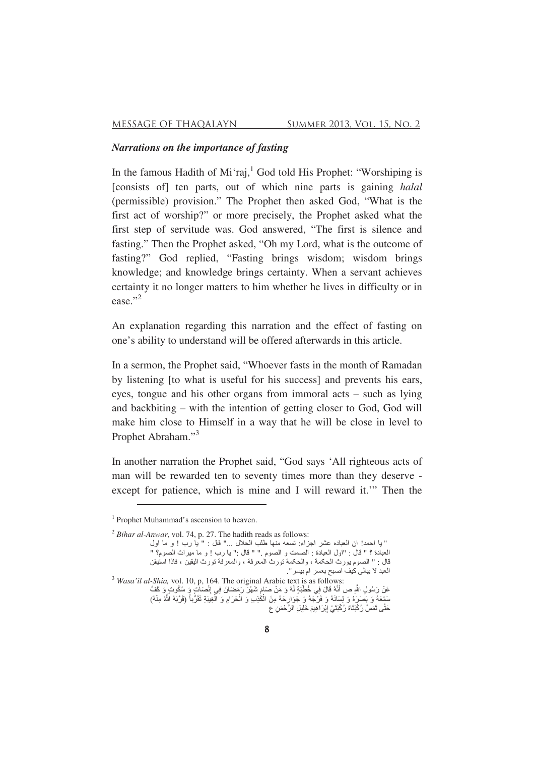### *Narrations on the importance of fasting*

In the famous Hadith of Mi'raj,[1] God told His Prophet: "Worshiping is [consists of] ten parts, out of which nine parts is gaining *halal* (permissible) provision." The Prophet then asked God, "What is the first act of worship?" or more precisely, the Prophet asked what the first step of servitude was. God answered, "The first is silence and fasting." Then the Prophet asked, "Oh my Lord, what is the outcome of fasting?" God replied, "Fasting brings wisdom; wisdom brings knowledge; and knowledge brings certainty. When a servant achieves certainty it no longer matters to him whether he lives in difficulty or in ease."[2]

An explanation regarding this narration and the effect of fasting on one's ability to understand will be offered afterwards in this article.

In a sermon, the Prophet said, "Whoever fasts in the month of Ramadan by listening [to what is useful for his success] and prevents his ears, eyes, tongue and his other organs from immoral acts – such as lying and backbiting – with the intention of getting closer to God, God will make him close to Himself in a way that he will be close in level to Prophet Abraham."[3]

In another narration the Prophet said, "God says 'All righteous acts of man will be rewarded ten to seventy times more than they deserve - except for patience, which is mine and I will reward it.'" Then the

---

[1] Prophet Muhammad's ascension to heaven.

[2] *Bihar al-Anwar*, vol. 74, p. 27. The hadith reads as follows:

" يا احمد! ان العباده عشر اجزاء: تسعه منها طلب الحلال ..." قال : " يا رب ! و ما اول العبادة ؟ " قال : "اول العبادة : الصمت و الصوم ." " قال :" يا رب ! و ما ميراث الصوم؟ " قال : " الصوم يورث الحكمة ، والحكمة تورث المعرفة ، والمعرفة تورث اليقين ، فاذا استيقن العبد لا يبالى كيف اصبح بعسر ام بيسر".

[3] *Wasa'il al-Shia,* vol. 10, p. 164. The original Arabic text is as follows:

عَنْ رَسُولِ اللَّهِ ص أَنَّهُ قَالَ فِي خُطْبَةٍ لَهُ وَ مَنْ صَامَ شَهْرَ رَمَضَانَ فِي إِنْصَاتٍ وَ سُكُوتٍ وَ كَفَّ سَمْعَهُ وَ بَصَرَهُ وَ لِسَانَهُ وَ فَرْجَهُ وَ جَوَارِحَهُ مِنَ الْكَذِبِ وَ الْحَرَامِ وَ الْغِيبَةِ تَقَرُّباً (قَرَّبَهُ اللَّهُ مِنْهُ) حَتَّى تَمَسَّ رُكْبَتَاهُ رُكْبَتَيْ إِبْرَاهِيمَ خَلِيلِ الرَّحْمَنِ ع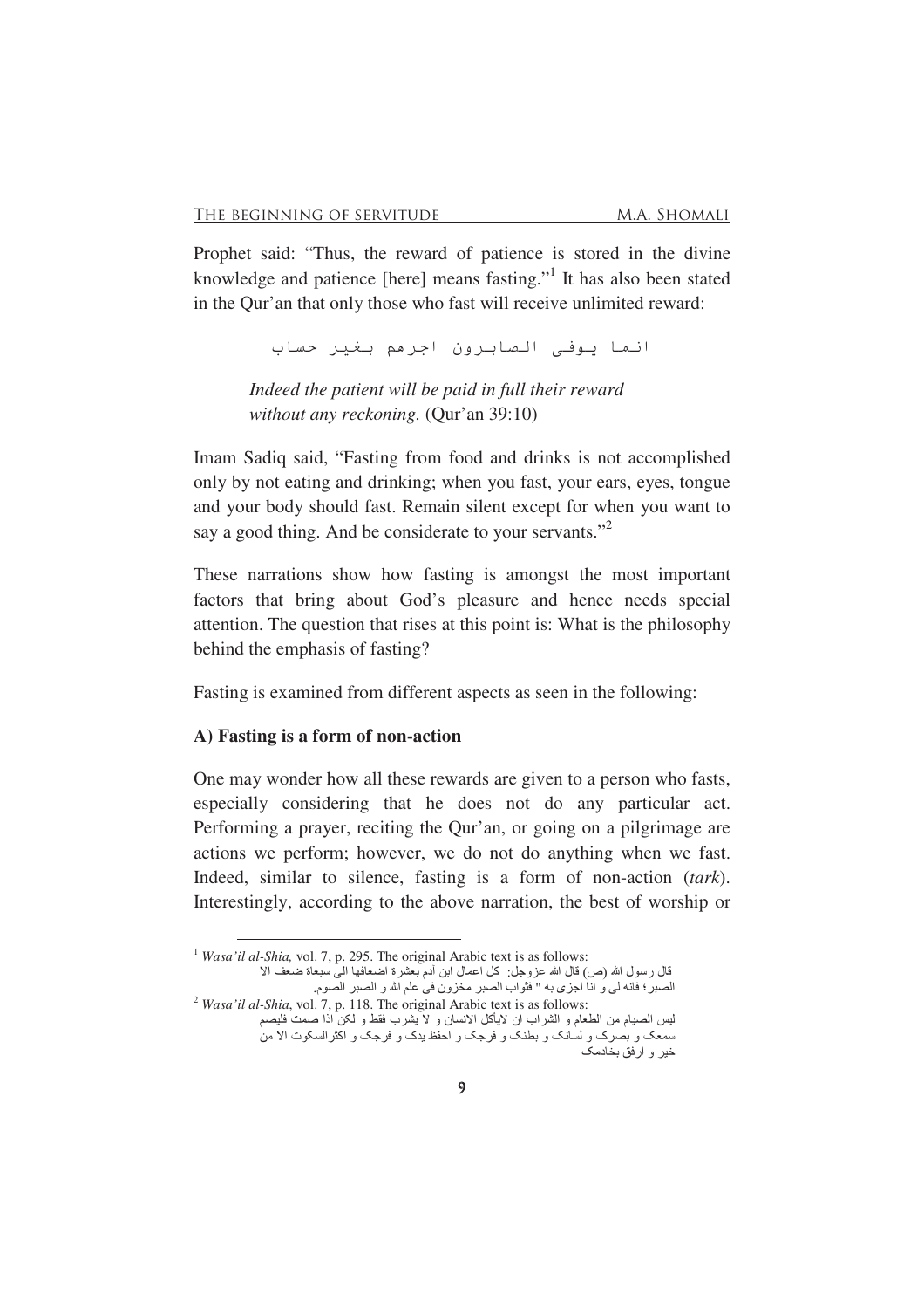Prophet said: "Thus, the reward of patience is stored in the divine knowledge and patience [here] means fasting."[1] It has also been stated in the Qur'an that only those who fast will receive unlimited reward:

انما يوفى الصابرون اجرهم بغير حساب

*Indeed the patient will be paid in full their reward without any reckoning.* (Qur'an 39:10)

Imam Sadiq said, "Fasting from food and drinks is not accomplished only by not eating and drinking; when you fast, your ears, eyes, tongue and your body should fast. Remain silent except for when you want to say a good thing. And be considerate to your servants."[2]

These narrations show how fasting is amongst the most important factors that bring about God's pleasure and hence needs special attention. The question that rises at this point is: What is the philosophy behind the emphasis of fasting?

Fasting is examined from different aspects as seen in the following:

**A) Fasting is a form of non-action**

One may wonder how all these rewards are given to a person who fasts, especially considering that he does not do any particular act. Performing a prayer, reciting the Qur'an, or going on a pilgrimage are actions we perform; however, we do not do anything when we fast. Indeed, similar to silence, fasting is a form of non-action (*tark*). Interestingly, according to the above narration, the best of worship or

---

[1] *Wasa'il al-Shia,* vol. 7, p. 295. The original Arabic text is as follows:

قال رسول الله (ص) قال الله عزوجل: كل اعمال ابن آدم بعشرة اضعافها الى سبعاة ضعف الا الصبر؛ فانه لى و انا اجزى به " فثواب الصبر مخزون فى علم الله و الصبر الصوم.

[2] *Wasa'il al-Shia*, vol. 7, p. 118. The original Arabic text is as follows:

ليس الصيام من الطعام و الشراب ان لايأكل الانسان و لا يشرب فقط و لكن اذا صمت فليصم سمعک و بصرک و لسانک و بطنک و فرجک و احفظ يدک و فرجک و اكثرالسكوت الا من خير و ارفق بخادمک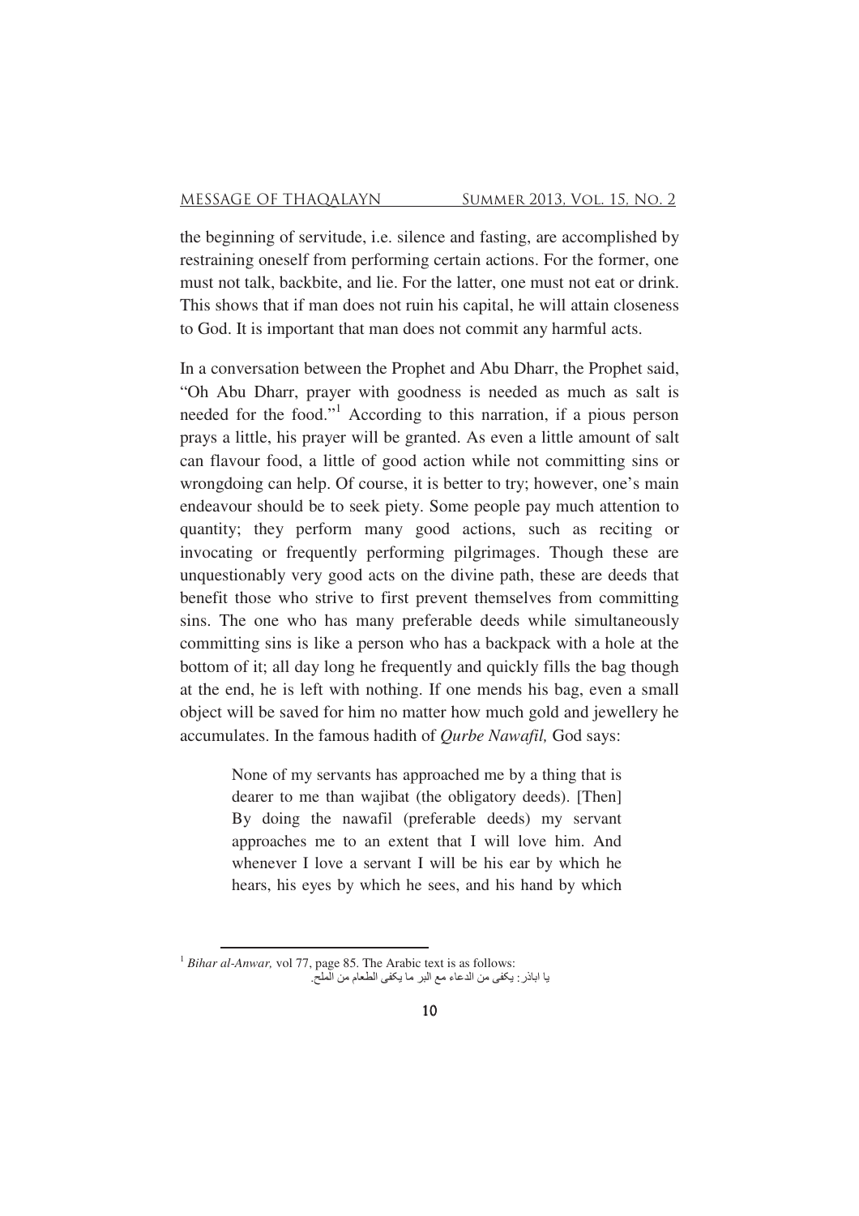the beginning of servitude, i.e. silence and fasting, are accomplished by restraining oneself from performing certain actions. For the former, one must not talk, backbite, and lie. For the latter, one must not eat or drink. This shows that if man does not ruin his capital, he will attain closeness to God. It is important that man does not commit any harmful acts.

In a conversation between the Prophet and Abu Dharr, the Prophet said, "Oh Abu Dharr, prayer with goodness is needed as much as salt is needed for the food."[1] According to this narration, if a pious person prays a little, his prayer will be granted. As even a little amount of salt can flavour food, a little of good action while not committing sins or wrongdoing can help. Of course, it is better to try; however, one's main endeavour should be to seek piety. Some people pay much attention to quantity; they perform many good actions, such as reciting or invocating or frequently performing pilgrimages. Though these are unquestionably very good acts on the divine path, these are deeds that benefit those who strive to first prevent themselves from committing sins. The one who has many preferable deeds while simultaneously committing sins is like a person who has a backpack with a hole at the bottom of it; all day long he frequently and quickly fills the bag though at the end, he is left with nothing. If one mends his bag, even a small object will be saved for him no matter how much gold and jewellery he accumulates. In the famous hadith of *Qurbe Nawafil,* God says:

> None of my servants has approached me by a thing that is dearer to me than wajibat (the obligatory deeds). [Then] By doing the nawafil (preferable deeds) my servant approaches me to an extent that I will love him. And whenever I love a servant I will be his ear by which he hears, his eyes by which he sees, and his hand by which

---

[1] *Bihar al-Anwar,* vol 77, page 85. The Arabic text is as follows:

يا اباذر: يكفى من الدعاء مع البر ما يكفى الطعام من الملح.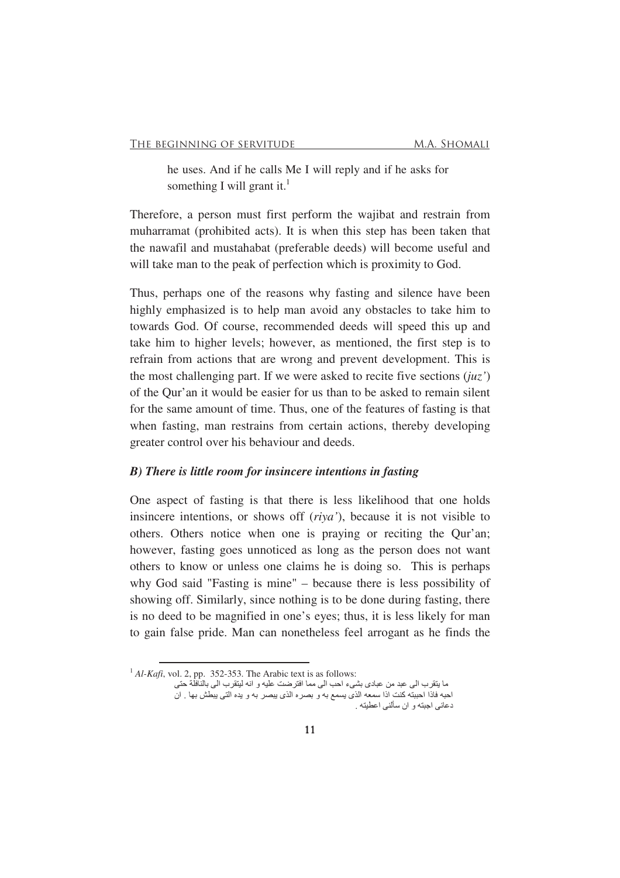he uses. And if he calls Me I will reply and if he asks for something I will grant it.[1]

Therefore, a person must first perform the wajibat and restrain from muharramat (prohibited acts). It is when this step has been taken that the nawafil and mustahabat (preferable deeds) will become useful and will take man to the peak of perfection which is proximity to God.

Thus, perhaps one of the reasons why fasting and silence have been highly emphasized is to help man avoid any obstacles to take him to towards God. Of course, recommended deeds will speed this up and take him to higher levels; however, as mentioned, the first step is to refrain from actions that are wrong and prevent development. This is the most challenging part. If we were asked to recite five sections (*juz'*) of the Qur'an it would be easier for us than to be asked to remain silent for the same amount of time. Thus, one of the features of fasting is that when fasting, man restrains from certain actions, thereby developing greater control over his behaviour and deeds.

### *B) There is little room for insincere intentions in fasting*

One aspect of fasting is that there is less likelihood that one holds insincere intentions, or shows off (*riya'*), because it is not visible to others. Others notice when one is praying or reciting the Qur'an; however, fasting goes unnoticed as long as the person does not want others to know or unless one claims he is doing so. This is perhaps why God said "Fasting is mine" – because there is less possibility of showing off. Similarly, since nothing is to be done during fasting, there is no deed to be magnified in one's eyes; thus, it is less likely for man to gain false pride. Man can nonetheless feel arrogant as he finds the

---

[1] *Al-Kafi*, vol. 2, pp. 352-353. The Arabic text is as follows:

ما يتقرب الى عبد من عبادى بشىء احب الى مما افترضت عليه و انه ليتقرب الى بالنافلة حتى احبه فاذا احببته كنت اذا سمعه الذى يسمع به و بصره الذى يبصر به و يده التى يبطش بها . ان دعانى اجبته و ان سألنى اعطيته .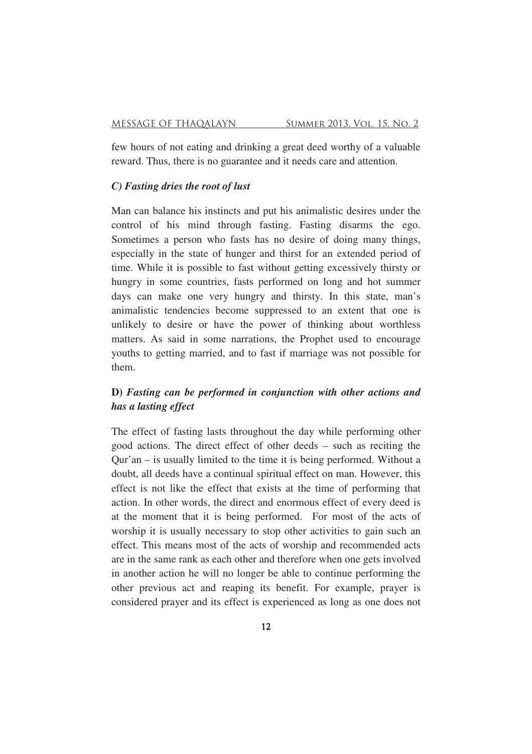few hours of not eating and drinking a great deed worthy of a valuable reward. Thus, there is no guarantee and it needs care and attention.

### *C) Fasting dries the root of lust*

Man can balance his instincts and put his animalistic desires under the control of his mind through fasting. Fasting disarms the ego. Sometimes a person who fasts has no desire of doing many things, especially in the state of hunger and thirst for an extended period of time. While it is possible to fast without getting excessively thirsty or hungry in some countries, fasts performed on long and hot summer days can make one very hungry and thirsty. In this state, man's animalistic tendencies become suppressed to an extent that one is unlikely to desire or have the power of thinking about worthless matters. As said in some narrations, the Prophet used to encourage youths to getting married, and to fast if marriage was not possible for them.

### **D)** *Fasting can be performed in conjunction with other actions and has a lasting effect*

The effect of fasting lasts throughout the day while performing other good actions. The direct effect of other deeds – such as reciting the Qur'an – is usually limited to the time it is being performed. Without a doubt, all deeds have a continual spiritual effect on man. However, this effect is not like the effect that exists at the time of performing that action. In other words, the direct and enormous effect of every deed is at the moment that it is being performed. For most of the acts of worship it is usually necessary to stop other activities to gain such an effect. This means most of the acts of worship and recommended acts are in the same rank as each other and therefore when one gets involved in another action he will no longer be able to continue performing the other previous act and reaping its benefit. For example, prayer is considered prayer and its effect is experienced as long as one does not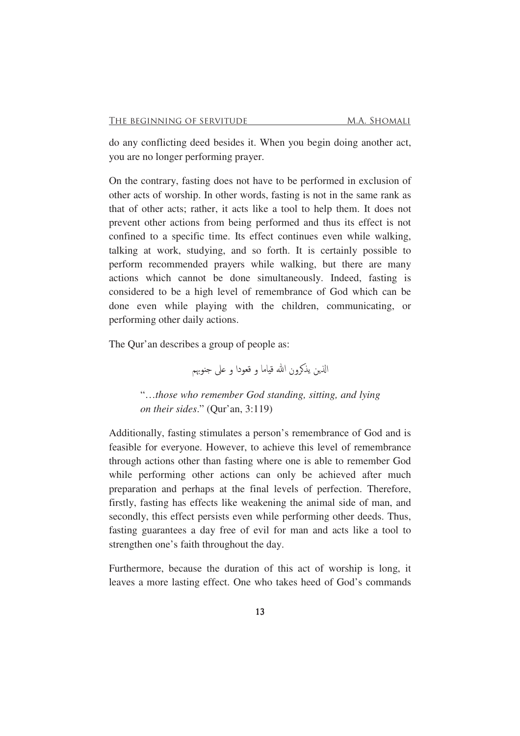do any conflicting deed besides it. When you begin doing another act, you are no longer performing prayer.

On the contrary, fasting does not have to be performed in exclusion of other acts of worship. In other words, fasting is not in the same rank as that of other acts; rather, it acts like a tool to help them. It does not prevent other actions from being performed and thus its effect is not confined to a specific time. Its effect continues even while walking, talking at work, studying, and so forth. It is certainly possible to perform recommended prayers while walking, but there are many actions which cannot be done simultaneously. Indeed, fasting is considered to be a high level of remembrance of God which can be done even while playing with the children, communicating, or performing other daily actions.

The Qur'an describes a group of people as:

الذين يذكرون الله قياما و قعودا و على جنوبهم

> "...*those who remember God standing, sitting, and lying on their sides*." (Qur'an, 3:119)

Additionally, fasting stimulates a person's remembrance of God and is feasible for everyone. However, to achieve this level of remembrance through actions other than fasting where one is able to remember God while performing other actions can only be achieved after much preparation and perhaps at the final levels of perfection. Therefore, firstly, fasting has effects like weakening the animal side of man, and secondly, this effect persists even while performing other deeds. Thus, fasting guarantees a day free of evil for man and acts like a tool to strengthen one's faith throughout the day.

Furthermore, because the duration of this act of worship is long, it leaves a more lasting effect. One who takes heed of God's commands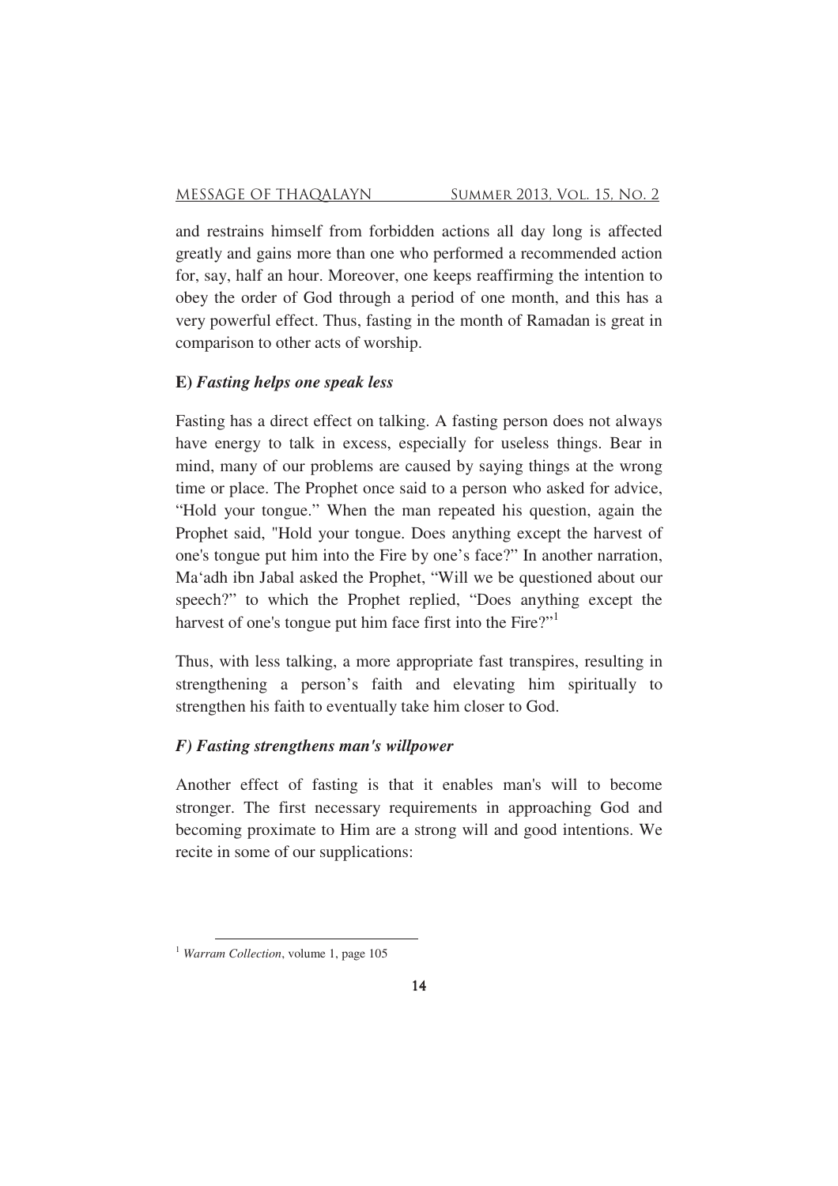and restrains himself from forbidden actions all day long is affected greatly and gains more than one who performed a recommended action for, say, half an hour. Moreover, one keeps reaffirming the intention to obey the order of God through a period of one month, and this has a very powerful effect. Thus, fasting in the month of Ramadan is great in comparison to other acts of worship.

### **E)** ***Fasting helps one speak less***

Fasting has a direct effect on talking. A fasting person does not always have energy to talk in excess, especially for useless things. Bear in mind, many of our problems are caused by saying things at the wrong time or place. The Prophet once said to a person who asked for advice, "Hold your tongue." When the man repeated his question, again the Prophet said, "Hold your tongue. Does anything except the harvest of one's tongue put him into the Fire by one's face?" In another narration, Ma'adh ibn Jabal asked the Prophet, "Will we be questioned about our speech?" to which the Prophet replied, "Does anything except the harvest of one's tongue put him face first into the Fire?"[1]

Thus, with less talking, a more appropriate fast transpires, resulting in strengthening a person's faith and elevating him spiritually to strengthen his faith to eventually take him closer to God.

### ***F) Fasting strengthens man's willpower***

Another effect of fasting is that it enables man's will to become stronger. The first necessary requirements in approaching God and becoming proximate to Him are a strong will and good intentions. We recite in some of our supplications:

---

[1] *Warram Collection*, volume 1, page 105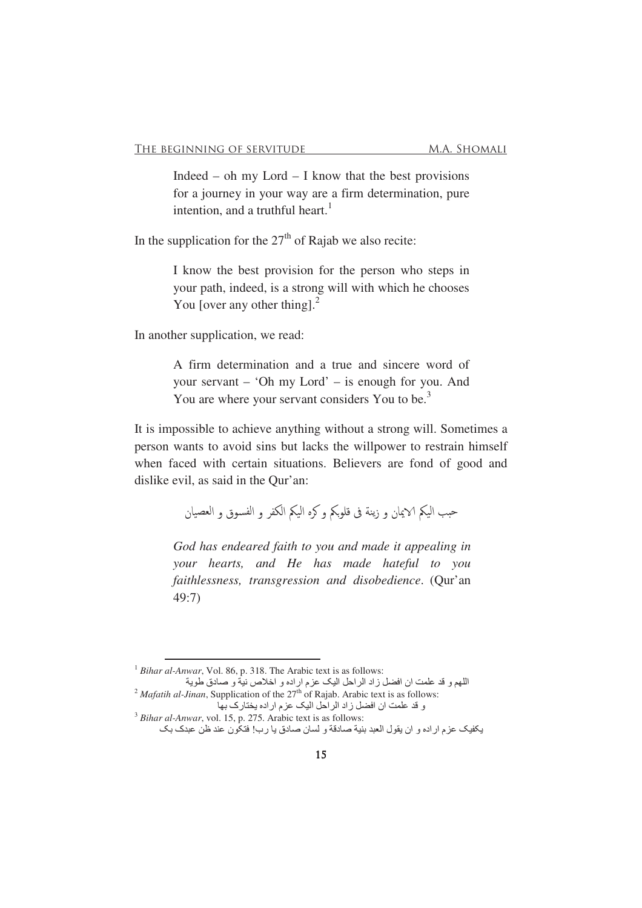> Indeed – oh my Lord – I know that the best provisions for a journey in your way are a firm determination, pure intention, and a truthful heart.[1]

In the supplication for the 27th of Rajab we also recite:

> I know the best provision for the person who steps in your path, indeed, is a strong will with which he chooses You [over any other thing].[2]

In another supplication, we read:

> A firm determination and a true and sincere word of your servant – 'Oh my Lord' – is enough for you. And You are where your servant considers You to be.[3]

It is impossible to achieve anything without a strong will. Sometimes a person wants to avoid sins but lacks the willpower to restrain himself when faced with certain situations. Believers are fond of good and dislike evil, as said in the Qur'an:

> حبب اليكم الايمان و زينة فى قلوبكم و كره اليكم الكفر و الفسوق و العصيان
>
> *God has endeared faith to you and made it appealing in your hearts, and He has made hateful to you faithlessness, transgression and disobedience*. (Qur'an 49:7)

---

[1] *Bihar al-Anwar*, Vol. 86, p. 318. The Arabic text is as follows:
اللهم و قد علمت ان افضل زاد الراحل اليک عزم اراده و اخلاص نية و صادق طوية

[2] *Mafatih al-Jinan*, Supplication of the 27th of Rajab. Arabic text is as follows:
و قد علمت ان افضل زاد الراحل اليک عزم اراده يختارک بها

[3] *Bihar al-Anwar*, vol. 15, p. 275. Arabic text is as follows:
يكفيک عزم اراده و ان يقول العبد بنية صادقة و لسان صادق يا رب! فتكون عند ظن عبدک بک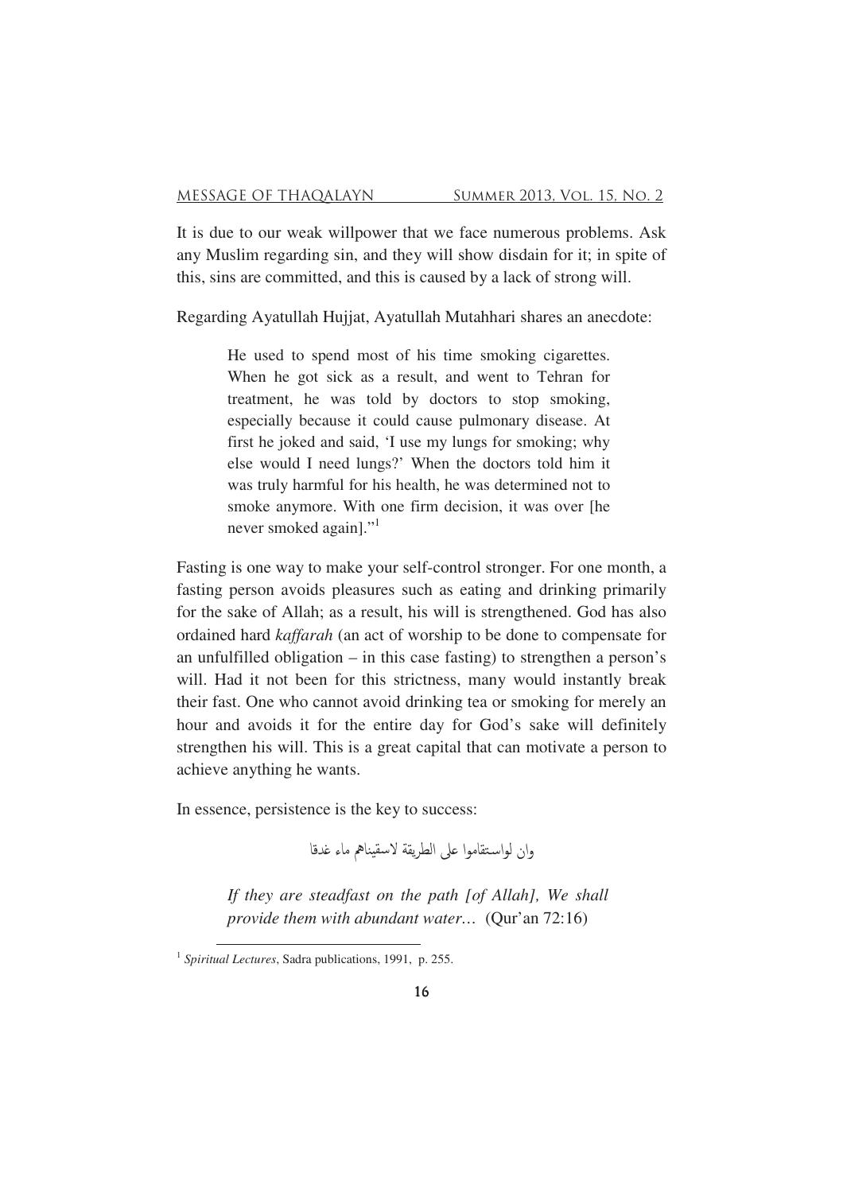It is due to our weak willpower that we face numerous problems. Ask any Muslim regarding sin, and they will show disdain for it; in spite of this, sins are committed, and this is caused by a lack of strong will.

Regarding Ayatullah Hujjat, Ayatullah Mutahhari shares an anecdote:

> He used to spend most of his time smoking cigarettes. When he got sick as a result, and went to Tehran for treatment, he was told by doctors to stop smoking, especially because it could cause pulmonary disease. At first he joked and said, 'I use my lungs for smoking; why else would I need lungs?' When the doctors told him it was truly harmful for his health, he was determined not to smoke anymore. With one firm decision, it was over [he never smoked again]."[1]

Fasting is one way to make your self-control stronger. For one month, a fasting person avoids pleasures such as eating and drinking primarily for the sake of Allah; as a result, his will is strengthened. God has also ordained hard *kaffarah* (an act of worship to be done to compensate for an unfulfilled obligation – in this case fasting) to strengthen a person's will. Had it not been for this strictness, many would instantly break their fast. One who cannot avoid drinking tea or smoking for merely an hour and avoids it for the entire day for God's sake will definitely strengthen his will. This is a great capital that can motivate a person to achieve anything he wants.

In essence, persistence is the key to success:

وان لواستقاموا على الطريقة لاسقيناهم ماء غدقا

> *If they are steadfast on the path [of Allah], We shall provide them with abundant water…* (Qur'an 72:16)

---

[1] *Spiritual Lectures*, Sadra publications, 1991, p. 255.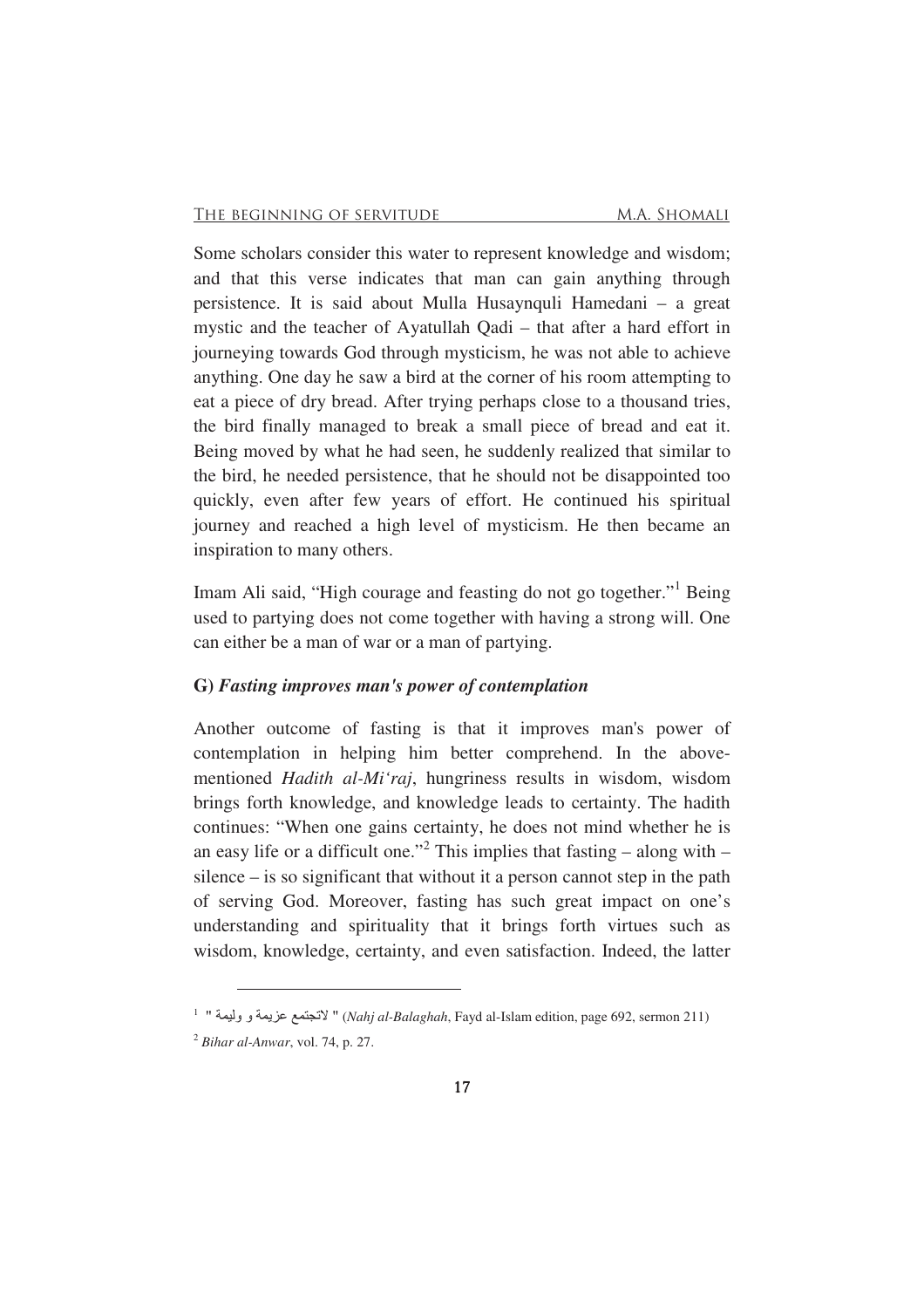Some scholars consider this water to represent knowledge and wisdom; and that this verse indicates that man can gain anything through persistence. It is said about Mulla Husaynquli Hamedani – a great mystic and the teacher of Ayatullah Qadi – that after a hard effort in journeying towards God through mysticism, he was not able to achieve anything. One day he saw a bird at the corner of his room attempting to eat a piece of dry bread. After trying perhaps close to a thousand tries, the bird finally managed to break a small piece of bread and eat it. Being moved by what he had seen, he suddenly realized that similar to the bird, he needed persistence, that he should not be disappointed too quickly, even after few years of effort. He continued his spiritual journey and reached a high level of mysticism. He then became an inspiration to many others.

Imam Ali said, "High courage and feasting do not go together."[1] Being used to partying does not come together with having a strong will. One can either be a man of war or a man of partying.

**G) *Fasting improves man's power of contemplation***

Another outcome of fasting is that it improves man's power of contemplation in helping him better comprehend. In the above-mentioned *Hadith al-Mi'raj*, hungriness results in wisdom, wisdom brings forth knowledge, and knowledge leads to certainty. The hadith continues: "When one gains certainty, he does not mind whether he is an easy life or a difficult one."[2] This implies that fasting – along with – silence – is so significant that without it a person cannot step in the path of serving God. Moreover, fasting has such great impact on one's understanding and spirituality that it brings forth virtues such as wisdom, knowledge, certainty, and even satisfaction. Indeed, the latter

---

[1] " لاتجتمع عزيمة و وليمة " (*Nahj al-Balaghah*, Fayd al-Islam edition, page 692, sermon 211)

[2] *Bihar al-Anwar*, vol. 74, p. 27.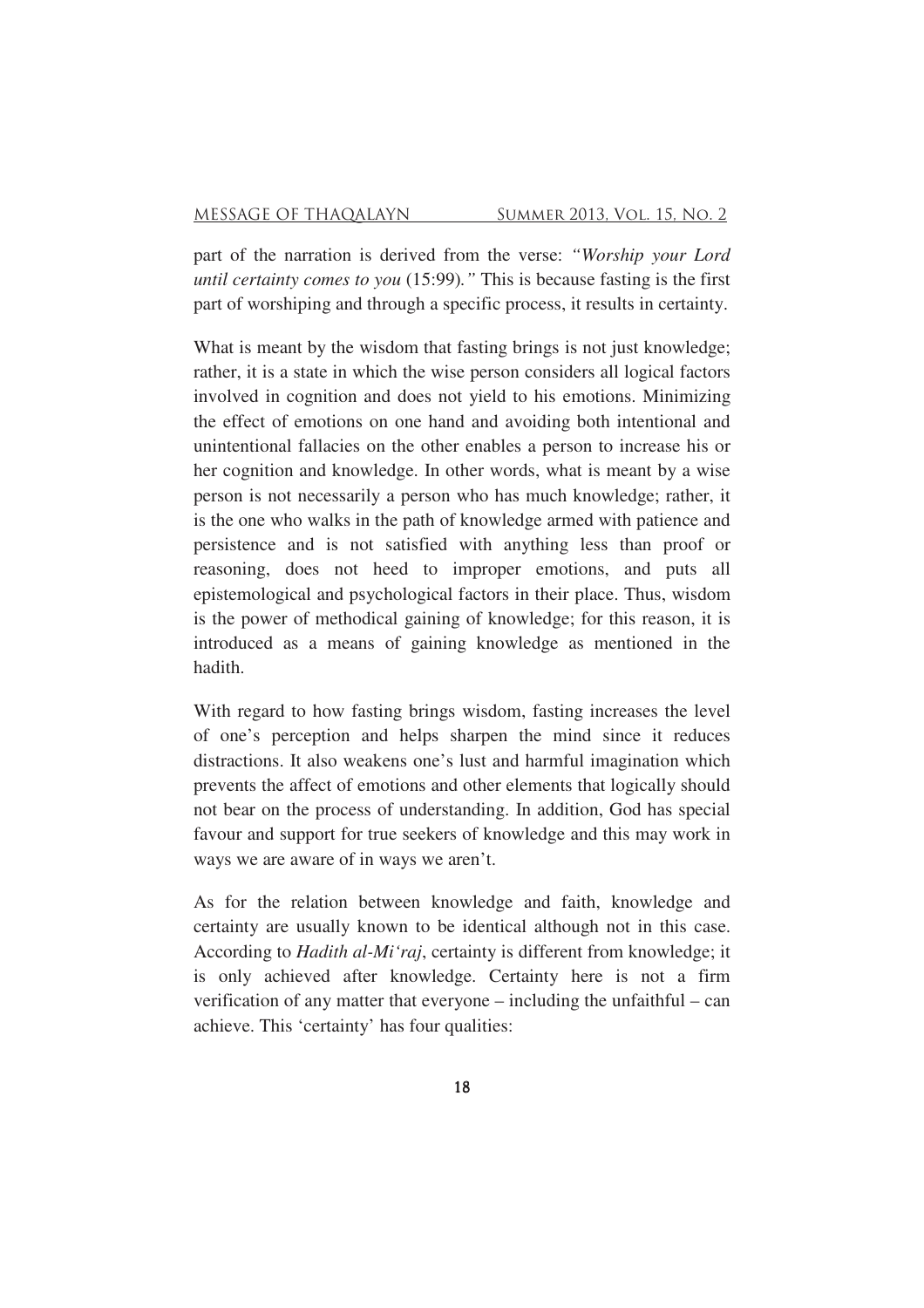part of the narration is derived from the verse: *"Worship your Lord until certainty comes to you* (15:99)*."* This is because fasting is the first part of worshiping and through a specific process, it results in certainty.

What is meant by the wisdom that fasting brings is not just knowledge; rather, it is a state in which the wise person considers all logical factors involved in cognition and does not yield to his emotions. Minimizing the effect of emotions on one hand and avoiding both intentional and unintentional fallacies on the other enables a person to increase his or her cognition and knowledge. In other words, what is meant by a wise person is not necessarily a person who has much knowledge; rather, it is the one who walks in the path of knowledge armed with patience and persistence and is not satisfied with anything less than proof or reasoning, does not heed to improper emotions, and puts all epistemological and psychological factors in their place. Thus, wisdom is the power of methodical gaining of knowledge; for this reason, it is introduced as a means of gaining knowledge as mentioned in the hadith.

With regard to how fasting brings wisdom, fasting increases the level of one's perception and helps sharpen the mind since it reduces distractions. It also weakens one's lust and harmful imagination which prevents the affect of emotions and other elements that logically should not bear on the process of understanding. In addition, God has special favour and support for true seekers of knowledge and this may work in ways we are aware of in ways we aren't.

As for the relation between knowledge and faith, knowledge and certainty are usually known to be identical although not in this case. According to *Hadith al-Mi'raj*, certainty is different from knowledge; it is only achieved after knowledge. Certainty here is not a firm verification of any matter that everyone – including the unfaithful – can achieve. This 'certainty' has four qualities: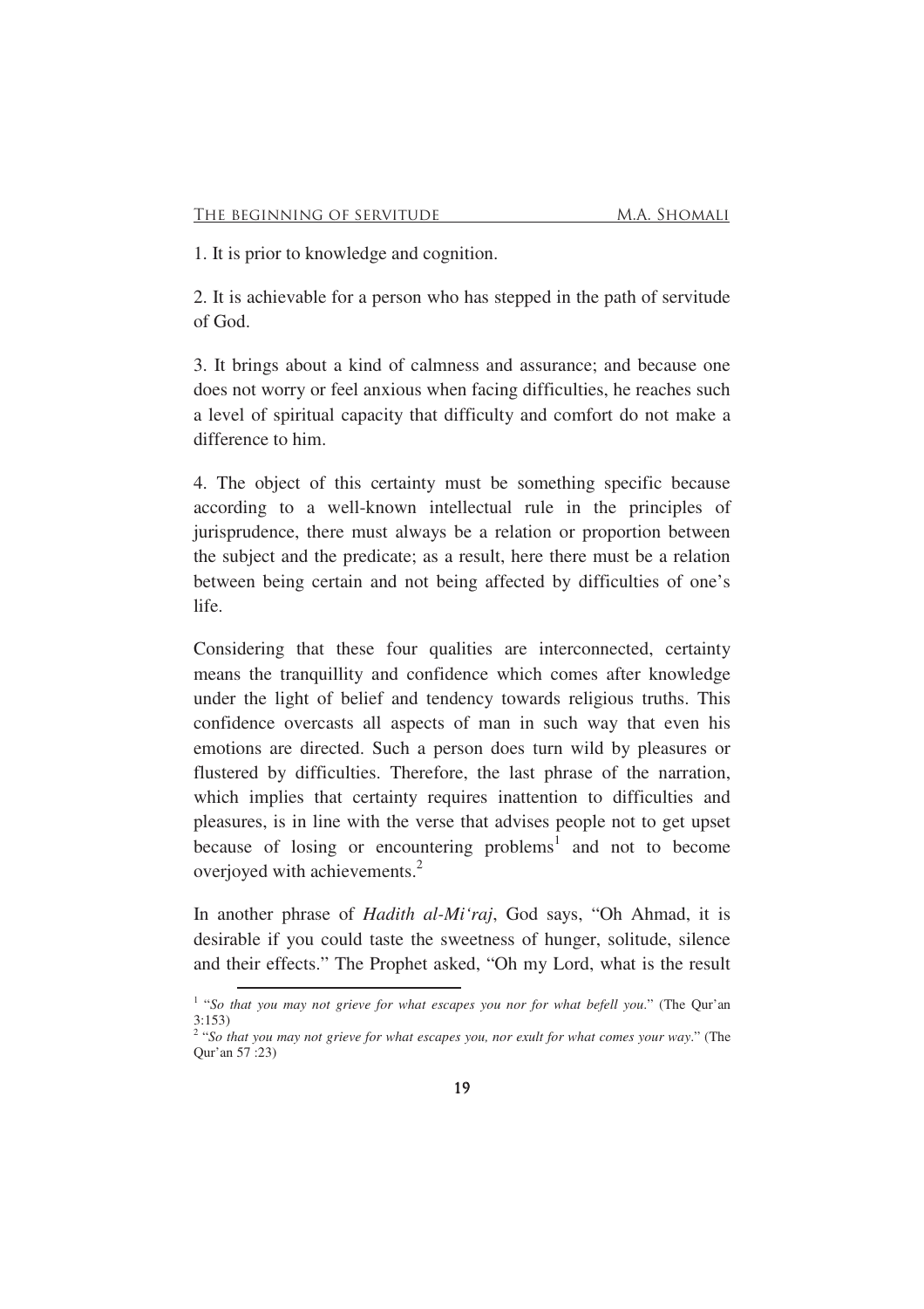1. It is prior to knowledge and cognition.

2. It is achievable for a person who has stepped in the path of servitude of God.

3. It brings about a kind of calmness and assurance; and because one does not worry or feel anxious when facing difficulties, he reaches such a level of spiritual capacity that difficulty and comfort do not make a difference to him.

4. The object of this certainty must be something specific because according to a well-known intellectual rule in the principles of jurisprudence, there must always be a relation or proportion between the subject and the predicate; as a result, here there must be a relation between being certain and not being affected by difficulties of one's life.

Considering that these four qualities are interconnected, certainty means the tranquillity and confidence which comes after knowledge under the light of belief and tendency towards religious truths. This confidence overcasts all aspects of man in such way that even his emotions are directed. Such a person does turn wild by pleasures or flustered by difficulties. Therefore, the last phrase of the narration, which implies that certainty requires inattention to difficulties and pleasures, is in line with the verse that advises people not to get upset because of losing or encountering problems[1] and not to become overjoyed with achievements.[2]

In another phrase of *Hadith al-Mi'raj*, God says, "Oh Ahmad, it is desirable if you could taste the sweetness of hunger, solitude, silence and their effects." The Prophet asked, "Oh my Lord, what is the result

---

[1] "*So that you may not grieve for what escapes you nor for what befell you*." (The Qur'an 3:153)

[2] "*So that you may not grieve for what escapes you, nor exult for what comes your way*." (The Qur'an 57 :23)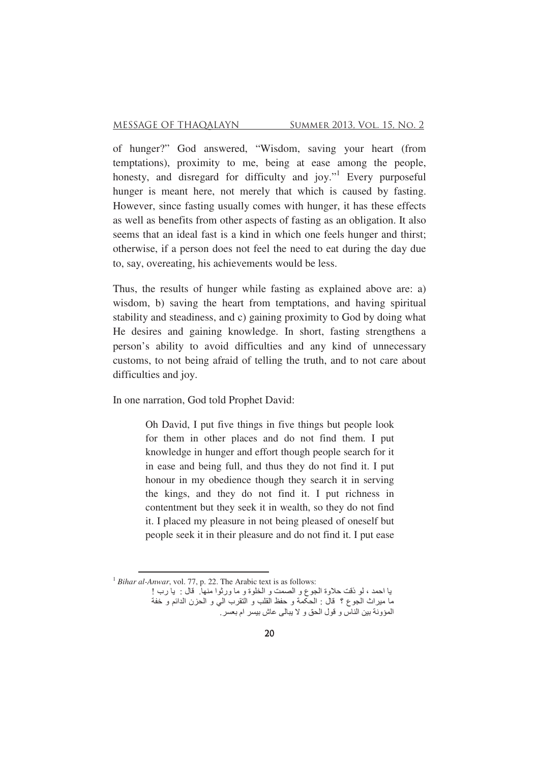of hunger?" God answered, "Wisdom, saving your heart (from temptations), proximity to me, being at ease among the people, honesty, and disregard for difficulty and joy."[1] Every purposeful hunger is meant here, not merely that which is caused by fasting. However, since fasting usually comes with hunger, it has these effects as well as benefits from other aspects of fasting as an obligation. It also seems that an ideal fast is a kind in which one feels hunger and thirst; otherwise, if a person does not feel the need to eat during the day due to, say, overeating, his achievements would be less.

Thus, the results of hunger while fasting as explained above are: a) wisdom, b) saving the heart from temptations, and having spiritual stability and steadiness, and c) gaining proximity to God by doing what He desires and gaining knowledge. In short, fasting strengthens a person's ability to avoid difficulties and any kind of unnecessary customs, to not being afraid of telling the truth, and to not care about difficulties and joy.

In one narration, God told Prophet David:

> Oh David, I put five things in five things but people look for them in other places and do not find them. I put knowledge in hunger and effort though people search for it in ease and being full, and thus they do not find it. I put honour in my obedience though they search it in serving the kings, and they do not find it. I put richness in contentment but they seek it in wealth, so they do not find it. I placed my pleasure in not being pleased of oneself but people seek it in their pleasure and do not find it. I put ease

---

[1] *Bihar al-Anwar*, vol. 77, p. 22. The Arabic text is as follows:

يا احمد ، لو ذقت حلاوة الجوع و الصمت و الخلوة و ما ورثوا منها. قال : يا رب ! ما ميراث الجوع ؟ قال : الحكمة و حفظ القلب و التقرب الي و الحزن الدائم و خفة المؤونة بين الناس و قول الحق و لا يبالى عاش بيسر ام بعسر.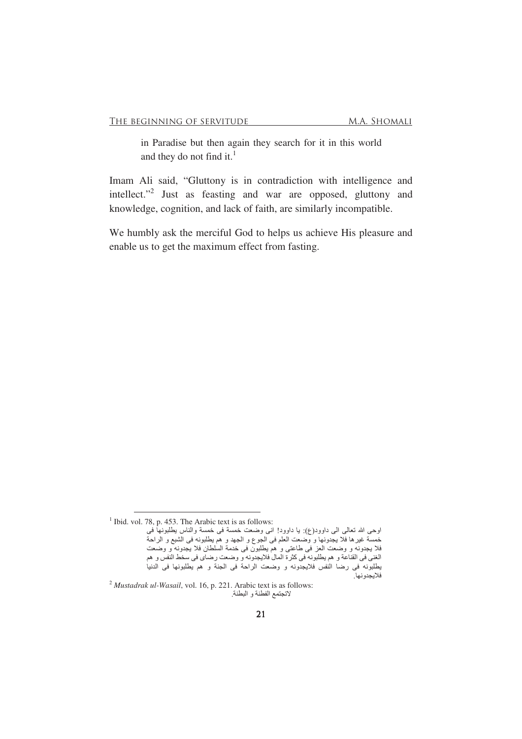> in Paradise but then again they search for it in this world and they do not find it.[1]

Imam Ali said, "Gluttony is in contradiction with intelligence and intellect."[2] Just as feasting and war are opposed, gluttony and knowledge, cognition, and lack of faith, are similarly incompatible.

We humbly ask the merciful God to helps us achieve His pleasure and enable us to get the maximum effect from fasting.

---

[1] Ibid. vol. 78, p. 453. The Arabic text is as follows:

اوحى الله تعالى الى داوود(ع): يا داوود! انى وضعت خمسة فى خمسة والناس يطلبونها فى خمسة غيرها فلا يجدونها و وضعت العلم فى الجوع و الجهد و هم يطلبونه فى الشبع و الراحة فلا يجدونه و وضعت العز فى طاعتى و هم يطلبون فى خدمة السلطان فلا يجدونه و وضعت الغنى فى القناعة و هم يطلبونه فى كثرة المال فلايجدونه و وضعت رضاى فى سخط النفس و هم يطلبونه فى رضا النفس فلايجدونه و وضعت الراحة فى الجنة و هم يطلبونها فى الدنيا فلايجدونها.

[2] *Mustadrak ul-Wasail*, vol. 16, p. 221. Arabic text is as follows:

لاتجتمع الفطنة و البطنة.